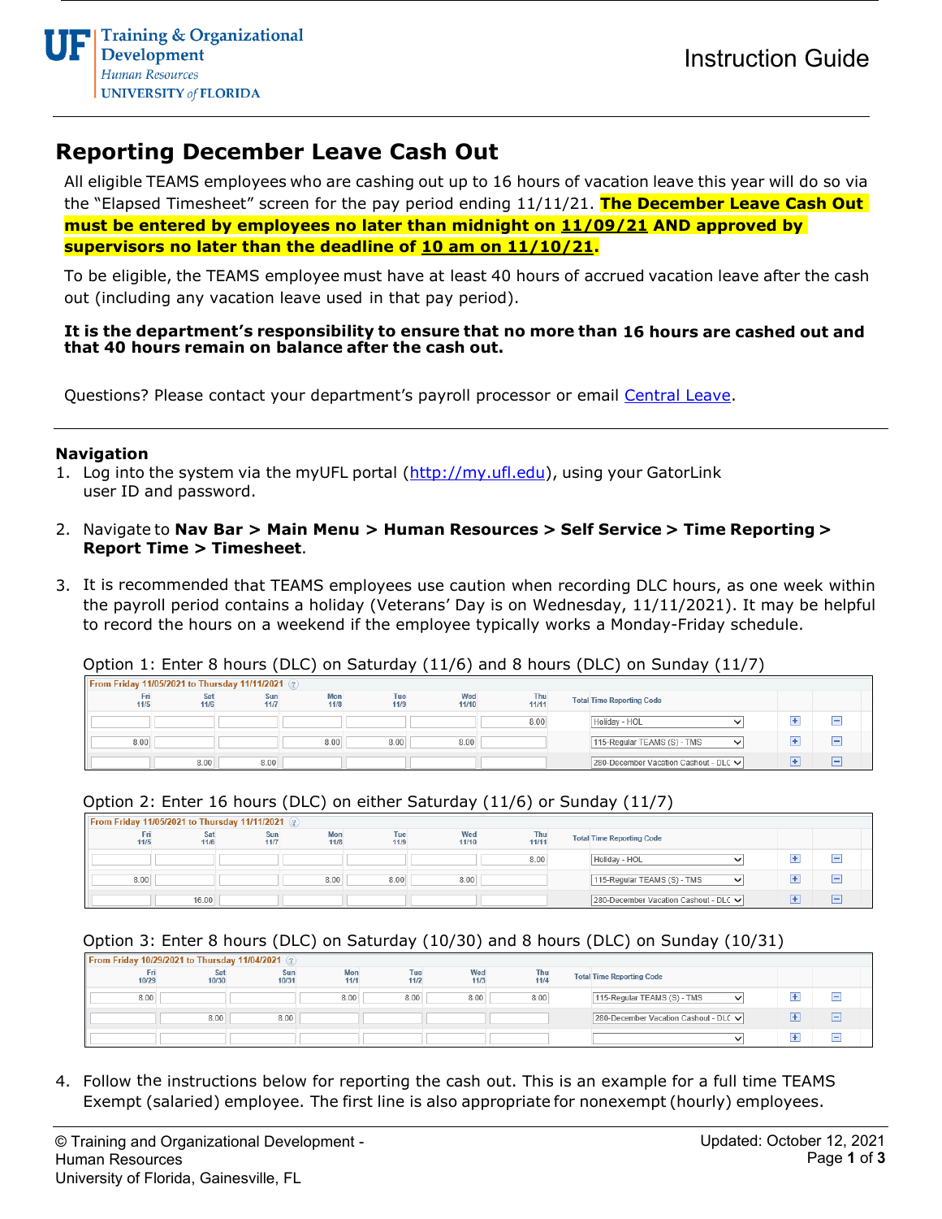# Reporting December Leave Cash Out

All eligible TEAMS employees who are cashing out up to 16 hours of vacation leave this year will do so via the "Elapsed Timesheet" screen for the pay period ending 11/11/21. **The December Leave Cash Out must be entered by employees no later than midnight on <u>11/09/21</u> AND approved by supervisors no later than the deadline of <u>10 am on 11/10/21</u>.**

To be eligible, the TEAMS employee must have at least 40 hours of accrued vacation leave after the cash out (including any vacation leave used in that pay period).

**It is the department's responsibility to ensure that no more than 16 hours are cashed out and that 40 hours remain on balance after the cash out.**

Questions? Please contact your department's payroll processor or email Central Leave.

## Navigation

1. Log into the system via the myUFL portal (http://my.ufl.edu), using your GatorLink user ID and password.

2. Navigate to **Nav Bar > Main Menu > Human Resources > Self Service > Time Reporting > Report Time > Timesheet**.

3. It is recommended that TEAMS employees use caution when recording DLC hours, as one week within the payroll period contains a holiday (Veterans' Day is on Wednesday, 11/11/2021). It may be helpful to record the hours on a weekend if the employee typically works a Monday-Friday schedule.

   Option 1: Enter 8 hours (DLC) on Saturday (11/6) and 8 hours (DLC) on Sunday (11/7)

   From Friday 11/05/2021 to Thursday 11/11/2021

   | Fri 11/5 | Sat 11/6 | Sun 11/7 | Mon 11/8 | Tue 11/9 | Wed 11/10 | Thu 11/11 | Total | Time Reporting Code |
   |---|---|---|---|---|---|---|---|---|
   | | | | | | | 8.00 | | Holiday - HOL |
   | 8.00 | | | 8.00 | 8.00 | 8.00 | | | 115-Regular TEAMS (S) - TMS |
   | | 8.00 | 8.00 | | | | | | 280-December Vacation Cashout - DLC |

   Option 2: Enter 16 hours (DLC) on either Saturday (11/6) or Sunday (11/7)

   From Friday 11/05/2021 to Thursday 11/11/2021

   | Fri 11/5 | Sat 11/6 | Sun 11/7 | Mon 11/8 | Tue 11/9 | Wed 11/10 | Thu 11/11 | Total | Time Reporting Code |
   |---|---|---|---|---|---|---|---|---|
   | | | | | | | 8.00 | | Holiday - HOL |
   | 8.00 | | | 8.00 | 8.00 | 8.00 | | | 115-Regular TEAMS (S) - TMS |
   | | 16.00 | | | | | | | 280-December Vacation Cashout - DLC |

   Option 3: Enter 8 hours (DLC) on Saturday (10/30) and 8 hours (DLC) on Sunday (10/31)

   From Friday 10/29/2021 to Thursday 11/04/2021

   | Fri 10/29 | Sat 10/30 | Sun 10/31 | Mon 11/1 | Tue 11/2 | Wed 11/3 | Thu 11/4 | Total | Time Reporting Code |
   |---|---|---|---|---|---|---|---|---|
   | 8.00 | | | 8.00 | 8.00 | 8.00 | 8.00 | | 115-Regular TEAMS (S) - TMS |
   | | 8.00 | 8.00 | | | | | | 280-December Vacation Cashout - DLC |
   | | | | | | | | | |

4. Follow the instructions below for reporting the cash out. This is an example for a full time TEAMS Exempt (salaried) employee. The first line is also appropriate for nonexempt (hourly) employees.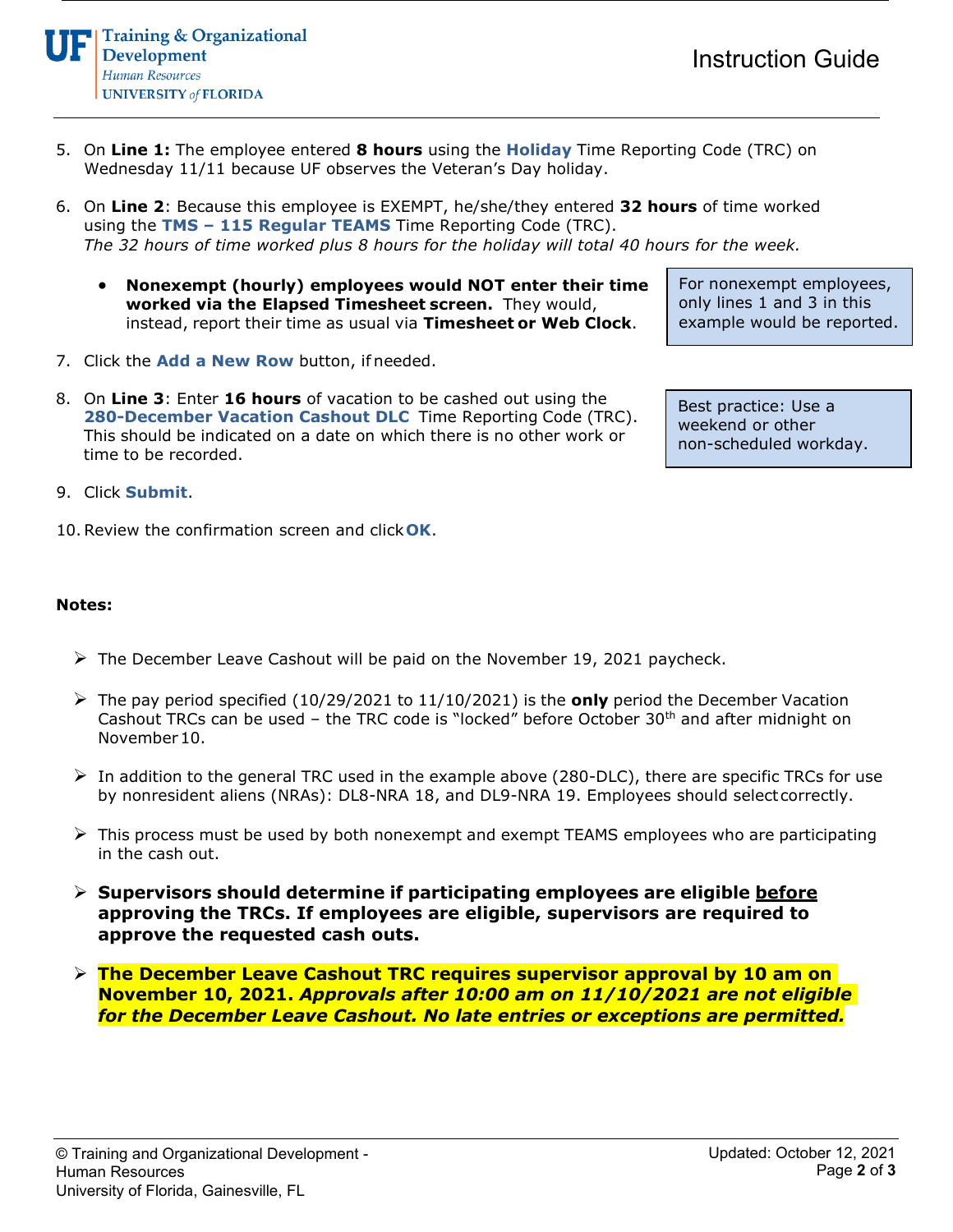5. On **Line 1:** The employee entered **8 hours** using the **Holiday** Time Reporting Code (TRC) on Wednesday 11/11 because UF observes the Veteran's Day holiday.

6. On **Line 2**: Because this employee is EXEMPT, he/she/they entered **32 hours** of time worked using the **TMS – 115 Regular TEAMS** Time Reporting Code (TRC).
   *The 32 hours of time worked plus 8 hours for the holiday will total 40 hours for the week.*

   - **Nonexempt (hourly) employees would NOT enter their time worked via the Elapsed Timesheet screen.** They would, instead, report their time as usual via **Timesheet or Web Clock**.

   > For nonexempt employees, only lines 1 and 3 in this example would be reported.

7. Click the **Add a New Row** button, if needed.

8. On **Line 3**: Enter **16 hours** of vacation to be cashed out using the **280-December Vacation Cashout DLC** Time Reporting Code (TRC). This should be indicated on a date on which there is no other work or time to be recorded.

   > Best practice: Use a weekend or other non-scheduled workday.

9. Click **Submit**.

10. Review the confirmation screen and click **OK**.

**Notes:**

- The December Leave Cashout will be paid on the November 19, 2021 paycheck.
- The pay period specified (10/29/2021 to 11/10/2021) is the **only** period the December Vacation Cashout TRCs can be used – the TRC code is "locked" before October 30th and after midnight on November 10.
- In addition to the general TRC used in the example above (280-DLC), there are specific TRCs for use by nonresident aliens (NRAs): DL8-NRA 18, and DL9-NRA 19. Employees should select correctly.
- This process must be used by both nonexempt and exempt TEAMS employees who are participating in the cash out.
- **Supervisors should determine if participating employees are eligible <u>before</u> approving the TRCs. If employees are eligible, supervisors are required to approve the requested cash outs.**
- **The December Leave Cashout TRC requires supervisor approval by 10 am on November 10, 2021. *Approvals after 10:00 am on 11/10/2021 are not eligible for the December Leave Cashout. No late entries or exceptions are permitted.***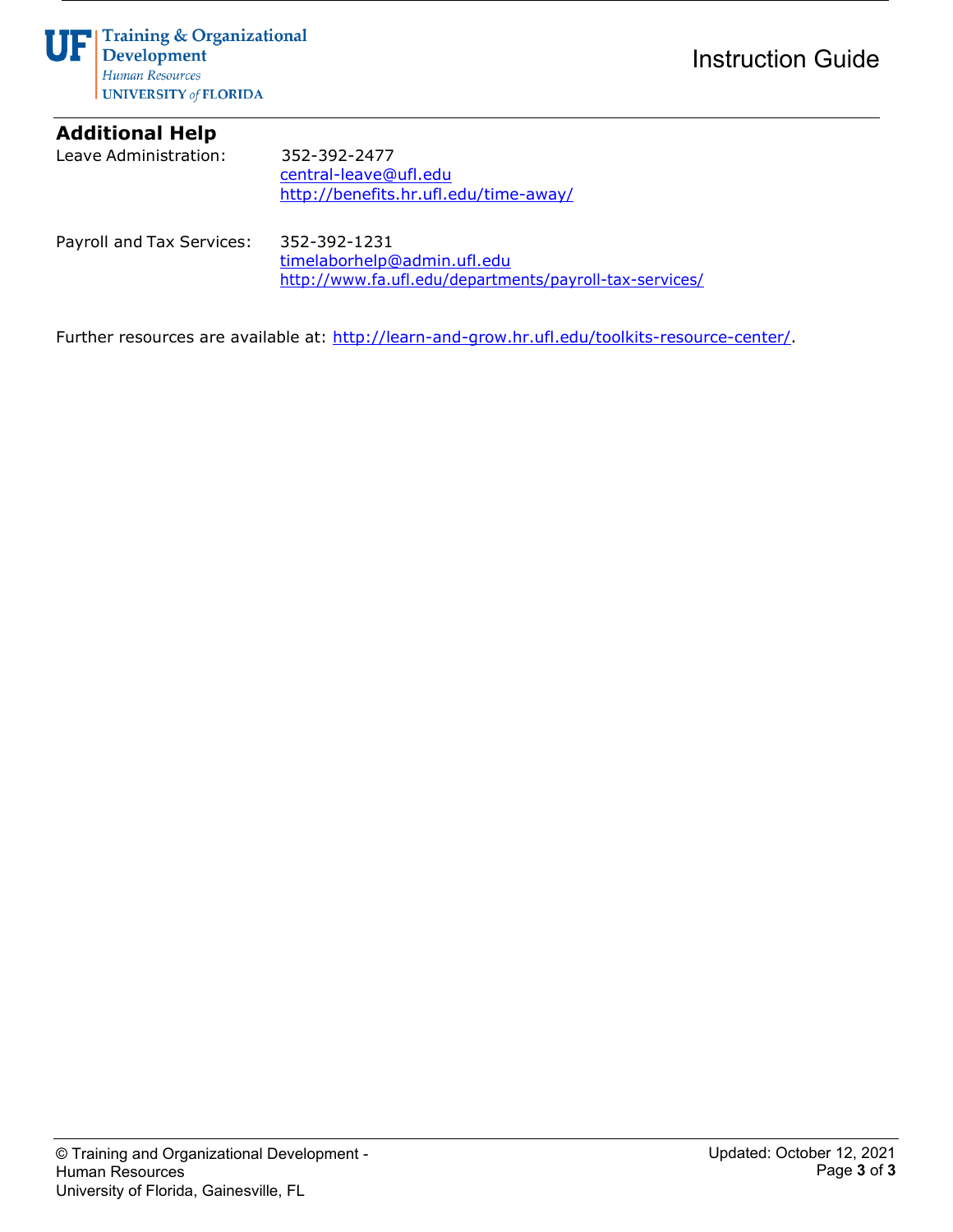## Additional Help

Leave Administration: 352-392-2477
central-leave@ufl.edu
http://benefits.hr.ufl.edu/time-away/

Payroll and Tax Services: 352-392-1231
timelaborhelp@admin.ufl.edu
http://www.fa.ufl.edu/departments/payroll-tax-services/

Further resources are available at: http://learn-and-grow.hr.ufl.edu/toolkits-resource-center/.